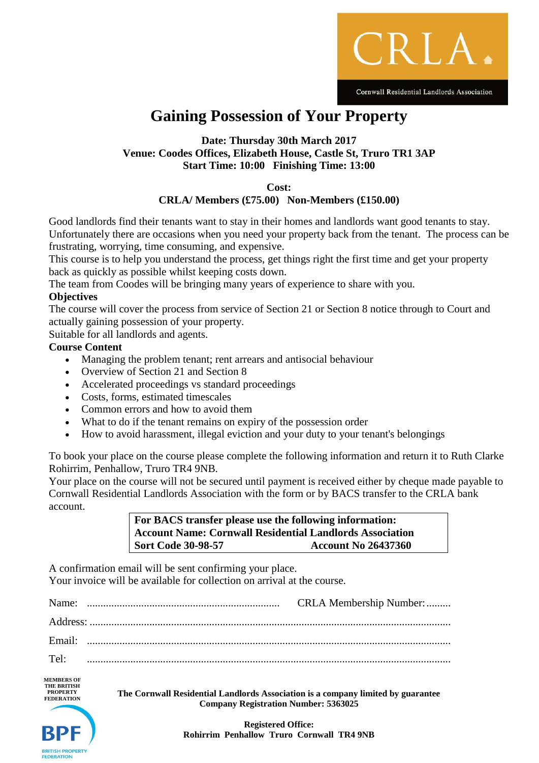CRLA

Cornwall Residential Landlords Association

# Gaining Possession of Your Property

**Date: Thursday 30th March 2017**
**Venue: Coodes Offices, Elizabeth House, Castle St, Truro TR1 3AP**
**Start Time: 10:00 Finishing Time: 13:00**

**Cost:**
**CRLA/ Members (£75.00) Non-Members (£150.00)**

Good landlords find their tenants want to stay in their homes and landlords want good tenants to stay. Unfortunately there are occasions when you need your property back from the tenant. The process can be frustrating, worrying, time consuming, and expensive.
This course is to help you understand the process, get things right the first time and get your property back as quickly as possible whilst keeping costs down.
The team from Coodes will be bringing many years of experience to share with you.

**Objectives**

The course will cover the process from service of Section 21 or Section 8 notice through to Court and actually gaining possession of your property.
Suitable for all landlords and agents.

**Course Content**

- Managing the problem tenant; rent arrears and antisocial behaviour
- Overview of Section 21 and Section 8
- Accelerated proceedings vs standard proceedings
- Costs, forms, estimated timescales
- Common errors and how to avoid them
- What to do if the tenant remains on expiry of the possession order
- How to avoid harassment, illegal eviction and your duty to your tenant's belongings

To book your place on the course please complete the following information and return it to Ruth Clarke Rohirrim, Penhallow, Truro TR4 9NB.
Your place on the course will not be secured until payment is received either by cheque made payable to Cornwall Residential Landlords Association with the form or by BACS transfer to the CRLA bank account.

**For BACS transfer please use the following information:**
**Account Name: Cornwall Residential Landlords Association**
**Sort Code 30-98-57 Account No 26437360**

A confirmation email will be sent confirming your place.
Your invoice will be available for collection on arrival at the course.

Name: ...................................................................... CRLA Membership Number:.........

Address: ....................................................................................................................

Email: ......................................................................................................................

Tel: .........................................................................................................................

MEMBERS OF THE BRITISH PROPERTY FEDERATION

BPF BRITISH PROPERTY FEDERATION

**The Cornwall Residential Landlords Association is a company limited by guarantee**
**Company Registration Number: 5363025**

**Registered Office:**
**Rohirrim Penhallow Truro Cornwall TR4 9NB**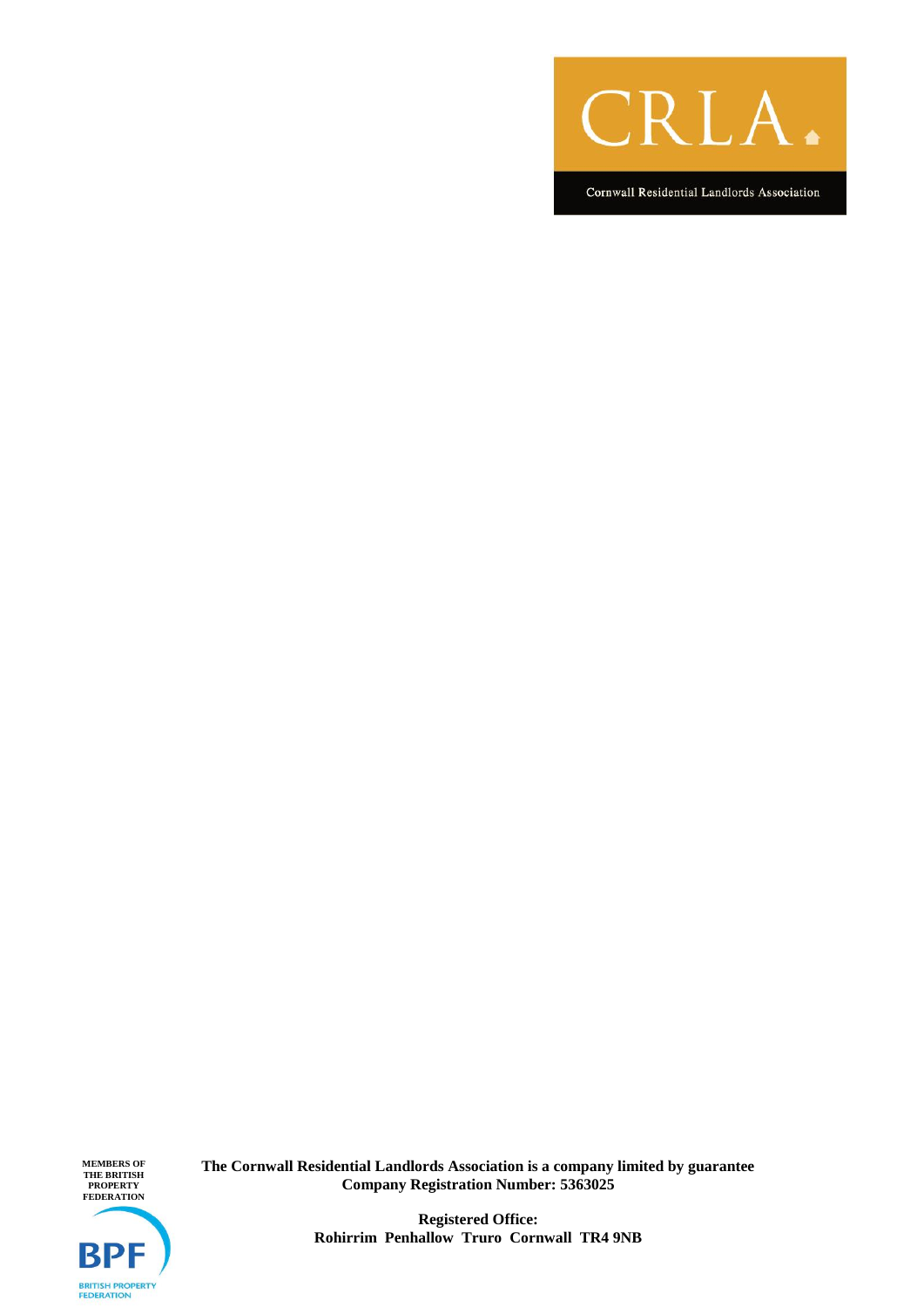CRLA

Cornwall Residential Landlords Association

MEMBERS OF THE BRITISH PROPERTY FEDERATION

BPF
BRITISH PROPERTY FEDERATION

**The Cornwall Residential Landlords Association is a company limited by guarantee**
**Company Registration Number: 5363025**

**Registered Office:**
**Rohirrim Penhallow Truro Cornwall TR4 9NB**